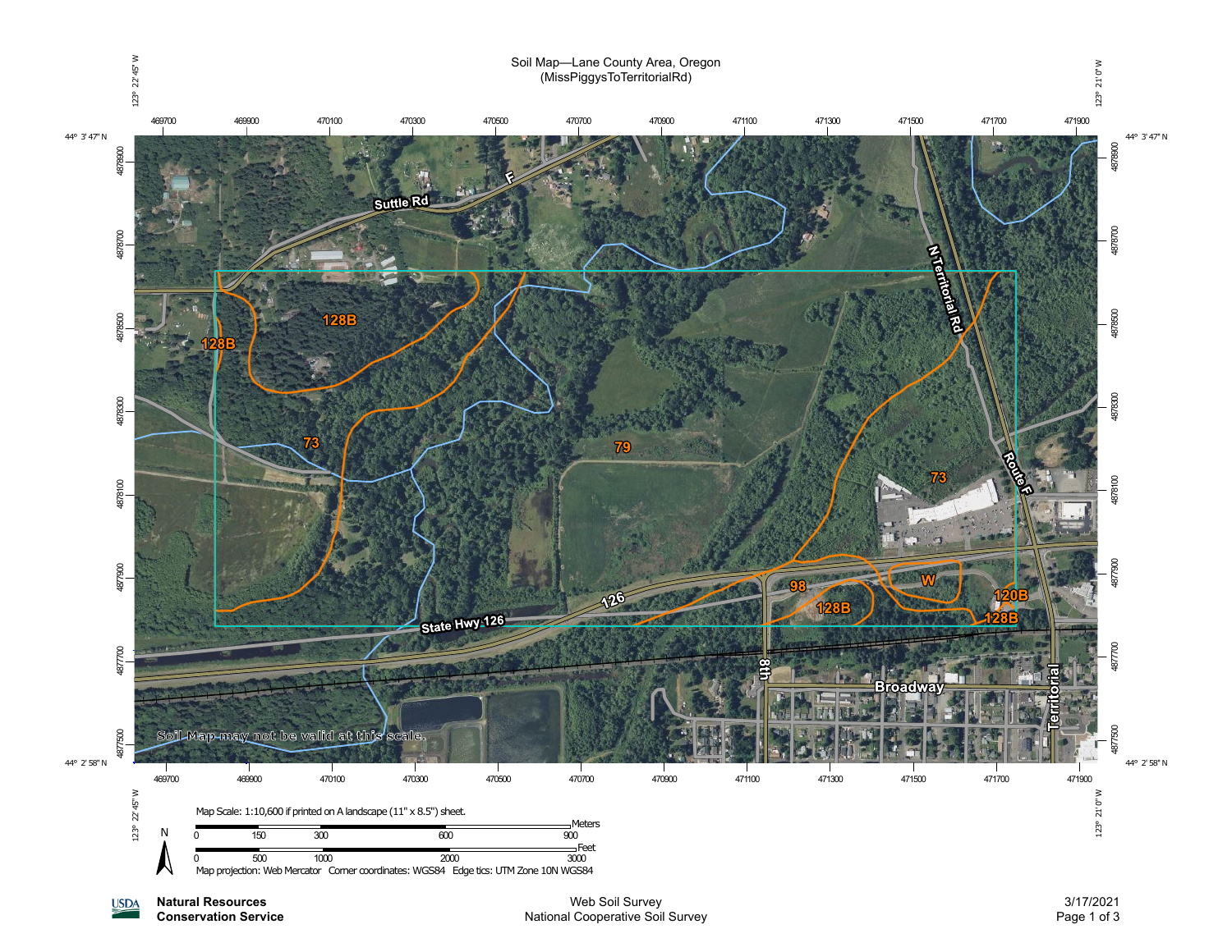# Soil Map—Lane County Area, Oregon
(MissPiggysToTerritorialRd)

Soil Map may not be valid at this scale.

Map Scale: 1:10,600 if printed on A landscape (11" x 8.5") sheet.

Meters: 0, 150, 300, 600, 900

Feet: 0, 500, 1000, 2000, 3000

Map projection: Web Mercator Corner coordinates: WGS84 Edge tics: UTM Zone 10N WGS84

**Natural Resources Conservation Service**

Web Soil Survey
National Cooperative Soil Survey

3/17/2021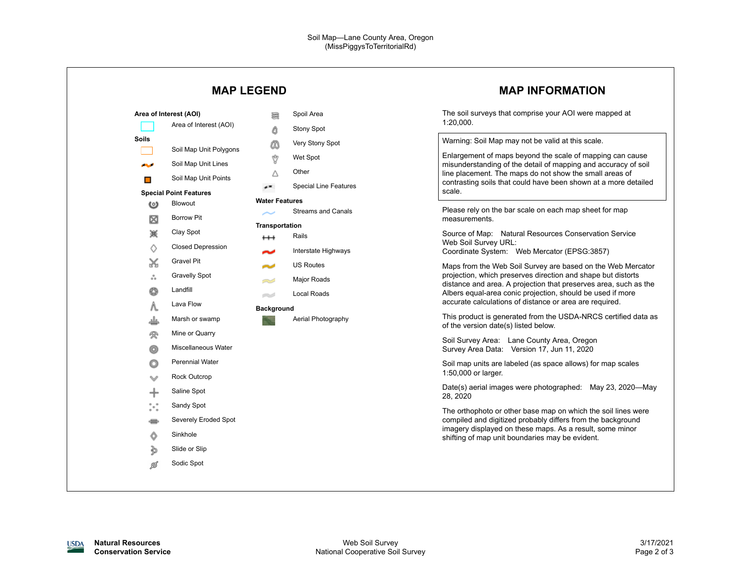Soil Map—Lane County Area, Oregon
(MissPiggysToTerritorialRd)

## MAP LEGEND

**Area of Interest (AOI)**

- Area of Interest (AOI)

**Soils**

- Soil Map Unit Polygons
- Soil Map Unit Lines
- Soil Map Unit Points

**Special Point Features**

- Blowout
- Borrow Pit
- Clay Spot
- Closed Depression
- Gravel Pit
- Gravelly Spot
- Landfill
- Lava Flow
- Marsh or swamp
- Mine or Quarry
- Miscellaneous Water
- Perennial Water
- Rock Outcrop
- Saline Spot
- Sandy Spot
- Severely Eroded Spot
- Sinkhole
- Slide or Slip
- Sodic Spot
- Spoil Area
- Stony Spot
- Very Stony Spot
- Wet Spot
- Other
- Special Line Features

**Water Features**

- Streams and Canals

**Transportation**

- Rails
- Interstate Highways
- US Routes
- Major Roads
- Local Roads

**Background**

- Aerial Photography

## MAP INFORMATION

The soil surveys that comprise your AOI were mapped at 1:20,000.

Warning: Soil Map may not be valid at this scale.

Enlargement of maps beyond the scale of mapping can cause misunderstanding of the detail of mapping and accuracy of soil line placement. The maps do not show the small areas of contrasting soils that could have been shown at a more detailed scale.

Please rely on the bar scale on each map sheet for map measurements.

Source of Map: Natural Resources Conservation Service
Web Soil Survey URL:
Coordinate System: Web Mercator (EPSG:3857)

Maps from the Web Soil Survey are based on the Web Mercator projection, which preserves direction and shape but distorts distance and area. A projection that preserves area, such as the Albers equal-area conic projection, should be used if more accurate calculations of distance or area are required.

This product is generated from the USDA-NRCS certified data as of the version date(s) listed below.

Soil Survey Area: Lane County Area, Oregon
Survey Area Data: Version 17, Jun 11, 2020

Soil map units are labeled (as space allows) for map scales 1:50,000 or larger.

Date(s) aerial images were photographed: May 23, 2020—May 28, 2020

The orthophoto or other base map on which the soil lines were compiled and digitized probably differs from the background imagery displayed on these maps. As a result, some minor shifting of map unit boundaries may be evident.

USDA **Natural Resources Conservation Service**

Web Soil Survey
National Cooperative Soil Survey

3/17/2021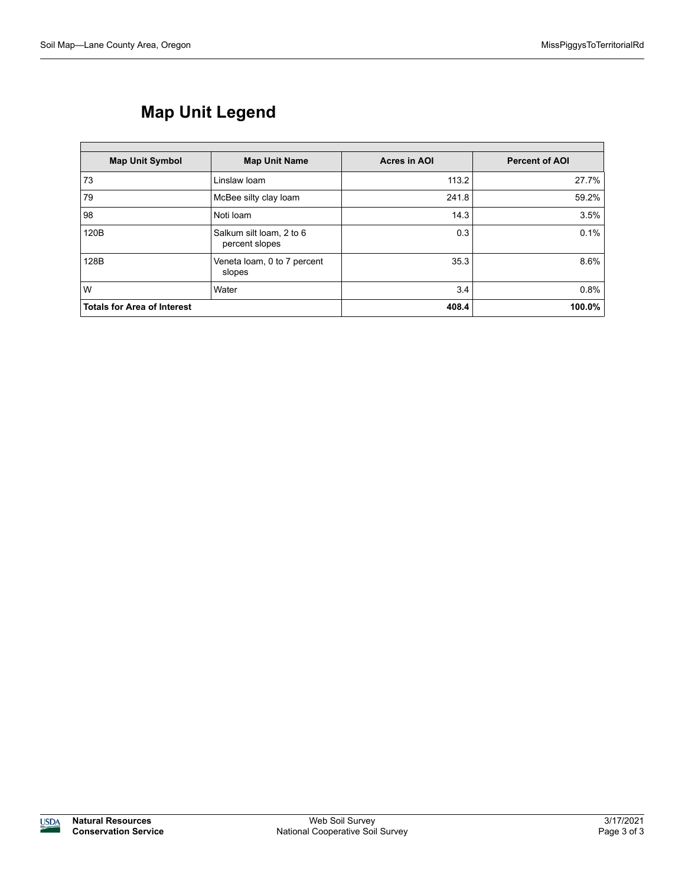# Map Unit Legend

| Map Unit Symbol | Map Unit Name | Acres in AOI | Percent of AOI |
|---|---|---|---|
| 73 | Linslaw loam | 113.2 | 27.7% |
| 79 | McBee silty clay loam | 241.8 | 59.2% |
| 98 | Noti loam | 14.3 | 3.5% |
| 120B | Salkum silt loam, 2 to 6 percent slopes | 0.3 | 0.1% |
| 128B | Veneta loam, 0 to 7 percent slopes | 35.3 | 8.6% |
| W | Water | 3.4 | 0.8% |
| **Totals for Area of Interest** | | **408.4** | **100.0%** |